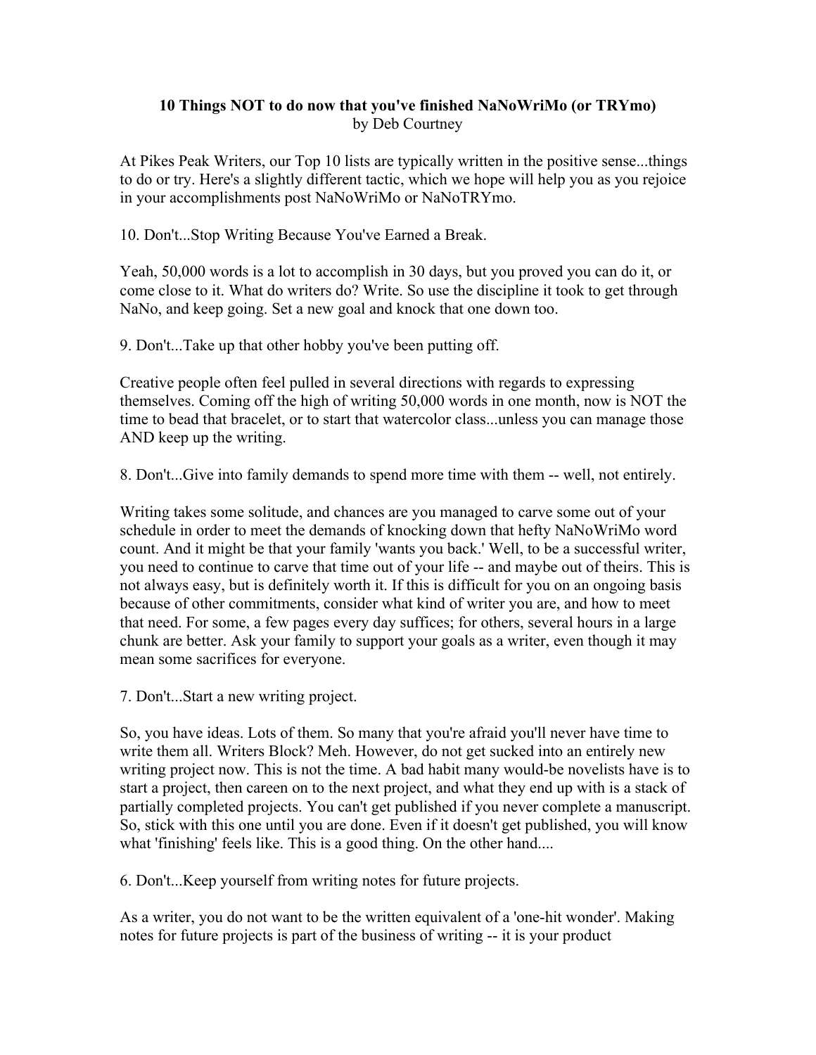**10 Things NOT to do now that you've finished NaNoWriMo (or TRYmo)**
by Deb Courtney

At Pikes Peak Writers, our Top 10 lists are typically written in the positive sense...things to do or try. Here's a slightly different tactic, which we hope will help you as you rejoice in your accomplishments post NaNoWriMo or NaNoTRYmo.

10. Don't...Stop Writing Because You've Earned a Break.

Yeah, 50,000 words is a lot to accomplish in 30 days, but you proved you can do it, or come close to it. What do writers do? Write. So use the discipline it took to get through NaNo, and keep going. Set a new goal and knock that one down too.

9. Don't...Take up that other hobby you've been putting off.

Creative people often feel pulled in several directions with regards to expressing themselves. Coming off the high of writing 50,000 words in one month, now is NOT the time to bead that bracelet, or to start that watercolor class...unless you can manage those AND keep up the writing.

8. Don't...Give into family demands to spend more time with them -- well, not entirely.

Writing takes some solitude, and chances are you managed to carve some out of your schedule in order to meet the demands of knocking down that hefty NaNoWriMo word count. And it might be that your family 'wants you back.' Well, to be a successful writer, you need to continue to carve that time out of your life -- and maybe out of theirs. This is not always easy, but is definitely worth it. If this is difficult for you on an ongoing basis because of other commitments, consider what kind of writer you are, and how to meet that need. For some, a few pages every day suffices; for others, several hours in a large chunk are better. Ask your family to support your goals as a writer, even though it may mean some sacrifices for everyone.

7. Don't...Start a new writing project.

So, you have ideas. Lots of them. So many that you're afraid you'll never have time to write them all. Writers Block? Meh. However, do not get sucked into an entirely new writing project now. This is not the time. A bad habit many would-be novelists have is to start a project, then careen on to the next project, and what they end up with is a stack of partially completed projects. You can't get published if you never complete a manuscript. So, stick with this one until you are done. Even if it doesn't get published, you will know what 'finishing' feels like. This is a good thing. On the other hand....

6. Don't...Keep yourself from writing notes for future projects.

As a writer, you do not want to be the written equivalent of a 'one-hit wonder'. Making notes for future projects is part of the business of writing -- it is your product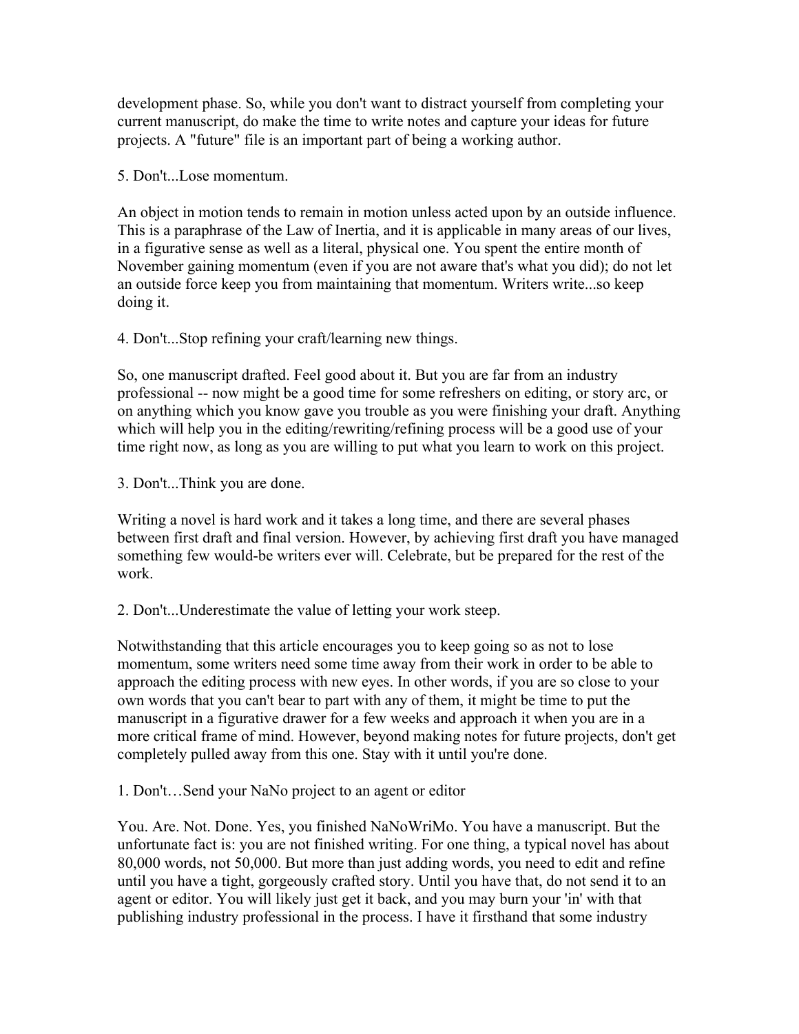development phase. So, while you don't want to distract yourself from completing your current manuscript, do make the time to write notes and capture your ideas for future projects. A "future" file is an important part of being a working author.

5. Don't...Lose momentum.

An object in motion tends to remain in motion unless acted upon by an outside influence. This is a paraphrase of the Law of Inertia, and it is applicable in many areas of our lives, in a figurative sense as well as a literal, physical one. You spent the entire month of November gaining momentum (even if you are not aware that's what you did); do not let an outside force keep you from maintaining that momentum. Writers write...so keep doing it.

4. Don't...Stop refining your craft/learning new things.

So, one manuscript drafted. Feel good about it. But you are far from an industry professional -- now might be a good time for some refreshers on editing, or story arc, or on anything which you know gave you trouble as you were finishing your draft. Anything which will help you in the editing/rewriting/refining process will be a good use of your time right now, as long as you are willing to put what you learn to work on this project.

3. Don't...Think you are done.

Writing a novel is hard work and it takes a long time, and there are several phases between first draft and final version. However, by achieving first draft you have managed something few would-be writers ever will. Celebrate, but be prepared for the rest of the work.

2. Don't...Underestimate the value of letting your work steep.

Notwithstanding that this article encourages you to keep going so as not to lose momentum, some writers need some time away from their work in order to be able to approach the editing process with new eyes. In other words, if you are so close to your own words that you can't bear to part with any of them, it might be time to put the manuscript in a figurative drawer for a few weeks and approach it when you are in a more critical frame of mind. However, beyond making notes for future projects, don't get completely pulled away from this one. Stay with it until you're done.

1. Don't…Send your NaNo project to an agent or editor

You. Are. Not. Done. Yes, you finished NaNoWriMo. You have a manuscript. But the unfortunate fact is: you are not finished writing. For one thing, a typical novel has about 80,000 words, not 50,000. But more than just adding words, you need to edit and refine until you have a tight, gorgeously crafted story. Until you have that, do not send it to an agent or editor. You will likely just get it back, and you may burn your 'in' with that publishing industry professional in the process. I have it firsthand that some industry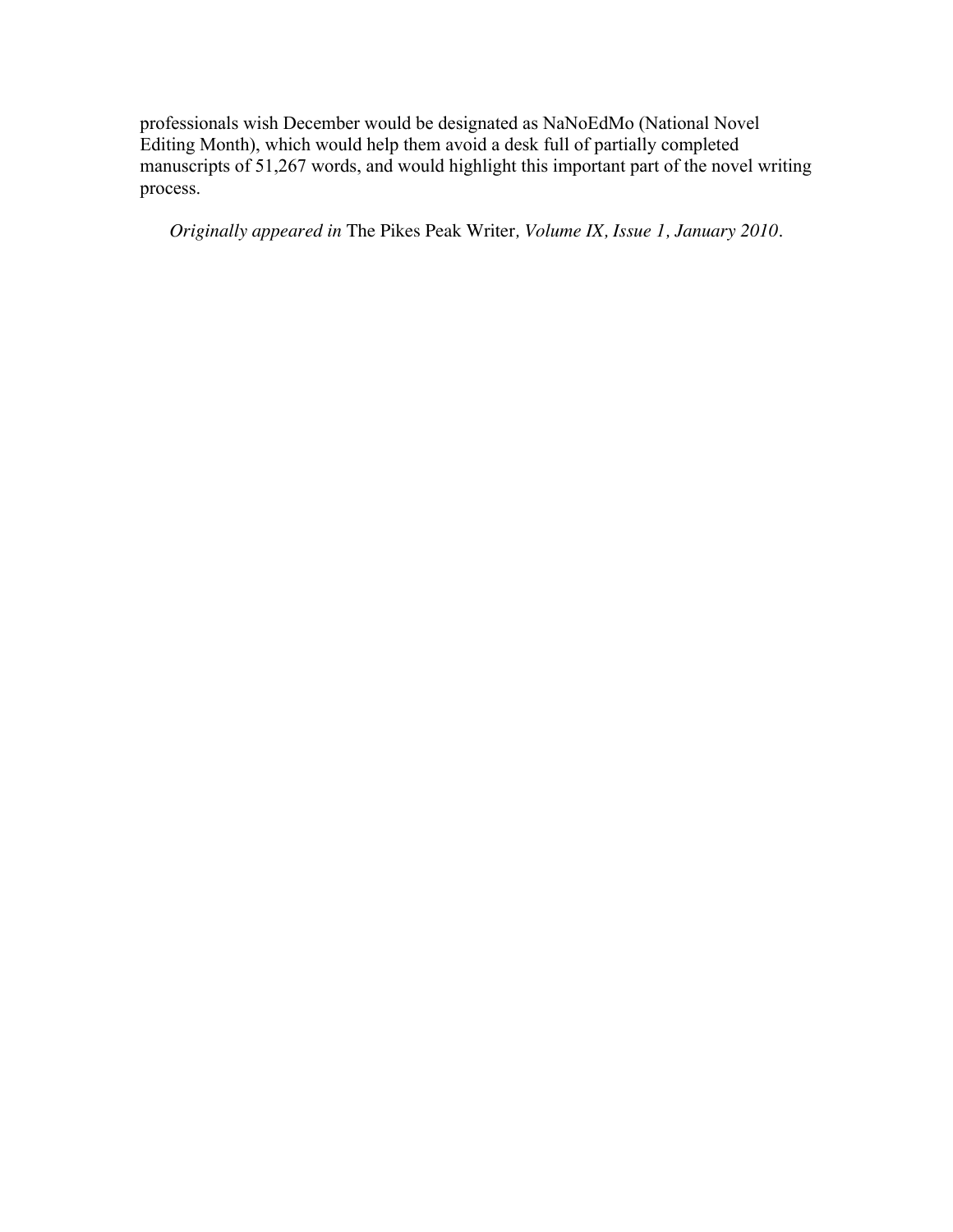professionals wish December would be designated as NaNoEdMo (National Novel Editing Month), which would help them avoid a desk full of partially completed manuscripts of 51,267 words, and would highlight this important part of the novel writing process.

*Originally appeared in* The Pikes Peak Writer*, Volume IX, Issue 1, January 2010*.